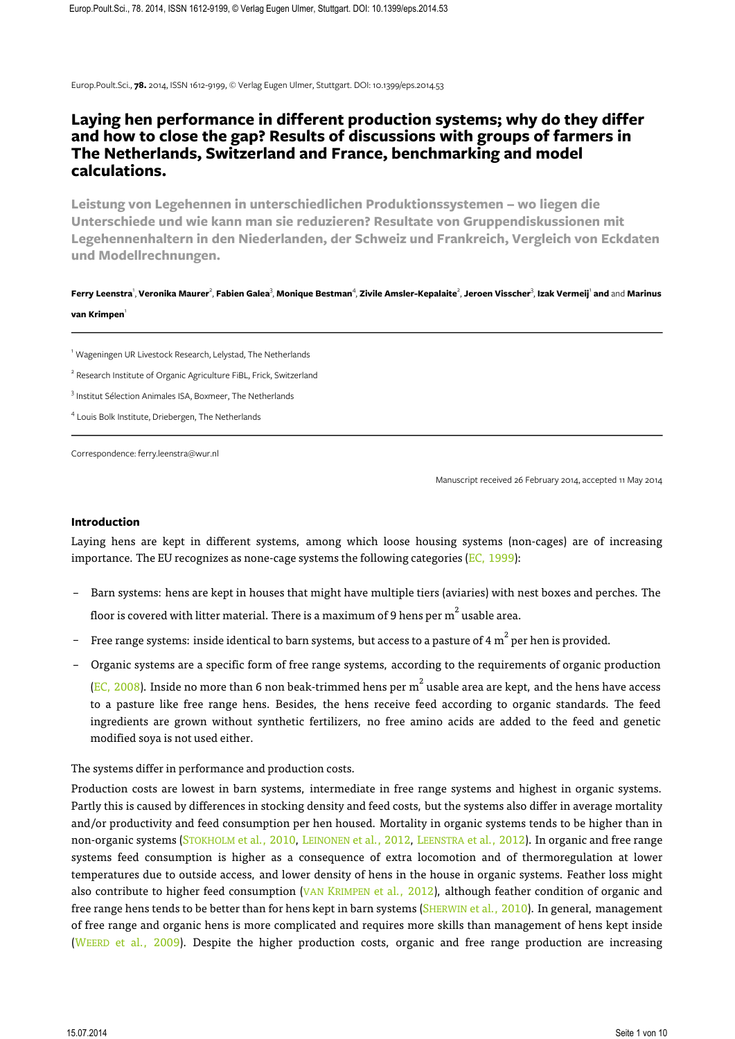# Laying hen performance in different production systems; why do they differ and how to close the gap? Results of discussions with groups of farmers in The Netherlands, Switzerland and France, benchmarking and model calculations.

**Leistung von Legehennen in unterschiedlichen Produktionssystemen – wo liegen die Unterschiede und wie kann man sie reduzieren? Resultate von Gruppendiskussionen mit Legehennenhaltern in den Niederlanden, der Schweiz und Frankreich, Vergleich von Eckdaten und Modellrechnungen.**

**Ferry Leenstra**[1], **Veronika Maurer**[2], **Fabien Galea**[3], **Monique Bestman**[4], **Zivile Amsler-Kepalaite**[2], **Jeroen Visscher**[3], **Izak Vermeij**[1] **and** and **Marinus van Krimpen**[1]

[1] Wageningen UR Livestock Research, Lelystad, The Netherlands

[2] Research Institute of Organic Agriculture FiBL, Frick, Switzerland

[3] Institut Sélection Animales ISA, Boxmeer, The Netherlands

[4] Louis Bolk Institute, Driebergen, The Netherlands

Correspondence: ferry.leenstra@wur.nl

Manuscript received 26 February 2014, accepted 11 May 2014

## Introduction

Laying hens are kept in different systems, among which loose housing systems (non-cages) are of increasing importance. The EU recognizes as none-cage systems the following categories (EC, 1999):

- Barn systems: hens are kept in houses that might have multiple tiers (aviaries) with nest boxes and perches. The floor is covered with litter material. There is a maximum of 9 hens per $m^2$ usable area.
- Free range systems: inside identical to barn systems, but access to a pasture of 4 $m^2$ per hen is provided.
- Organic systems are a specific form of free range systems, according to the requirements of organic production (EC, 2008). Inside no more than 6 non beak-trimmed hens per $m^2$ usable area are kept, and the hens have access to a pasture like free range hens. Besides, the hens receive feed according to organic standards. The feed ingredients are grown without synthetic fertilizers, no free amino acids are added to the feed and genetic modified soya is not used either.

The systems differ in performance and production costs.

Production costs are lowest in barn systems, intermediate in free range systems and highest in organic systems. Partly this is caused by differences in stocking density and feed costs, but the systems also differ in average mortality and/or productivity and feed consumption per hen housed. Mortality in organic systems tends to be higher than in non-organic systems (Stokholm et al., 2010, Leinonen et al., 2012, Leenstra et al., 2012). In organic and free range systems feed consumption is higher as a consequence of extra locomotion and of thermoregulation at lower temperatures due to outside access, and lower density of hens in the house in organic systems. Feather loss might also contribute to higher feed consumption (van Krimpen et al., 2012), although feather condition of organic and free range hens tends to be better than for hens kept in barn systems (Sherwin et al., 2010). In general, management of free range and organic hens is more complicated and requires more skills than management of hens kept inside (Weerd et al., 2009). Despite the higher production costs, organic and free range production are increasing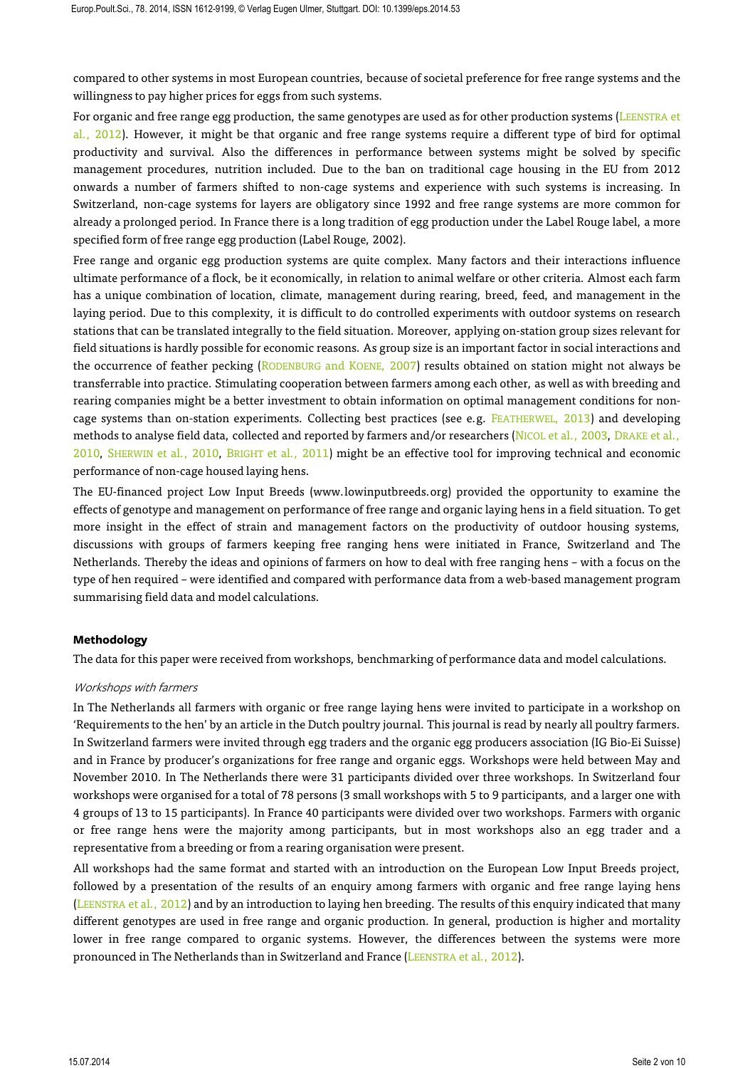compared to other systems in most European countries, because of societal preference for free range systems and the willingness to pay higher prices for eggs from such systems.

For organic and free range egg production, the same genotypes are used as for other production systems (LEENSTRA et al., 2012). However, it might be that organic and free range systems require a different type of bird for optimal productivity and survival. Also the differences in performance between systems might be solved by specific management procedures, nutrition included. Due to the ban on traditional cage housing in the EU from 2012 onwards a number of farmers shifted to non-cage systems and experience with such systems is increasing. In Switzerland, non-cage systems for layers are obligatory since 1992 and free range systems are more common for already a prolonged period. In France there is a long tradition of egg production under the Label Rouge label, a more specified form of free range egg production (Label Rouge, 2002).

Free range and organic egg production systems are quite complex. Many factors and their interactions influence ultimate performance of a flock, be it economically, in relation to animal welfare or other criteria. Almost each farm has a unique combination of location, climate, management during rearing, breed, feed, and management in the laying period. Due to this complexity, it is difficult to do controlled experiments with outdoor systems on research stations that can be translated integrally to the field situation. Moreover, applying on-station group sizes relevant for field situations is hardly possible for economic reasons. As group size is an important factor in social interactions and the occurrence of feather pecking (RODENBURG and KOENE, 2007) results obtained on station might not always be transferrable into practice. Stimulating cooperation between farmers among each other, as well as with breeding and rearing companies might be a better investment to obtain information on optimal management conditions for non-cage systems than on-station experiments. Collecting best practices (see e.g. FEATHERWEL, 2013) and developing methods to analyse field data, collected and reported by farmers and/or researchers (NICOL et al., 2003, DRAKE et al., 2010, SHERWIN et al., 2010, BRIGHT et al., 2011) might be an effective tool for improving technical and economic performance of non-cage housed laying hens.

The EU-financed project Low Input Breeds (www.lowinputbreeds.org) provided the opportunity to examine the effects of genotype and management on performance of free range and organic laying hens in a field situation. To get more insight in the effect of strain and management factors on the productivity of outdoor housing systems, discussions with groups of farmers keeping free ranging hens were initiated in France, Switzerland and The Netherlands. Thereby the ideas and opinions of farmers on how to deal with free ranging hens – with a focus on the type of hen required – were identified and compared with performance data from a web-based management program summarising field data and model calculations.

## Methodology

The data for this paper were received from workshops, benchmarking of performance data and model calculations.

### *Workshops with farmers*

In The Netherlands all farmers with organic or free range laying hens were invited to participate in a workshop on 'Requirements to the hen' by an article in the Dutch poultry journal. This journal is read by nearly all poultry farmers. In Switzerland farmers were invited through egg traders and the organic egg producers association (IG Bio-Ei Suisse) and in France by producer's organizations for free range and organic eggs. Workshops were held between May and November 2010. In The Netherlands there were 31 participants divided over three workshops. In Switzerland four workshops were organised for a total of 78 persons (3 small workshops with 5 to 9 participants, and a larger one with 4 groups of 13 to 15 participants). In France 40 participants were divided over two workshops. Farmers with organic or free range hens were the majority among participants, but in most workshops also an egg trader and a representative from a breeding or from a rearing organisation were present.

All workshops had the same format and started with an introduction on the European Low Input Breeds project, followed by a presentation of the results of an enquiry among farmers with organic and free range laying hens (LEENSTRA et al., 2012) and by an introduction to laying hen breeding. The results of this enquiry indicated that many different genotypes are used in free range and organic production. In general, production is higher and mortality lower in free range compared to organic systems. However, the differences between the systems were more pronounced in The Netherlands than in Switzerland and France (LEENSTRA et al., 2012).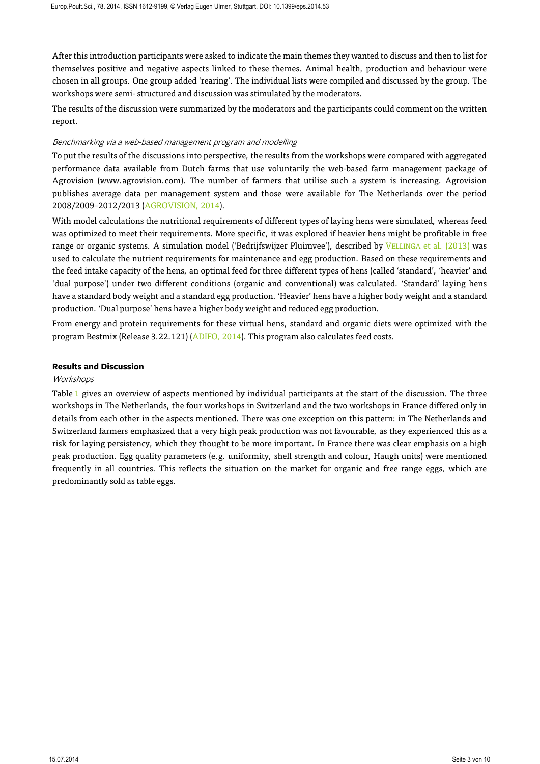After this introduction participants were asked to indicate the main themes they wanted to discuss and then to list for themselves positive and negative aspects linked to these themes. Animal health, production and behaviour were chosen in all groups. One group added 'rearing'. The individual lists were compiled and discussed by the group. The workshops were semi- structured and discussion was stimulated by the moderators.

The results of the discussion were summarized by the moderators and the participants could comment on the written report.

*Benchmarking via a web-based management program and modelling*

To put the results of the discussions into perspective, the results from the workshops were compared with aggregated performance data available from Dutch farms that use voluntarily the web-based farm management package of Agrovision (www.agrovision.com). The number of farmers that utilise such a system is increasing. Agrovision publishes average data per management system and those were available for The Netherlands over the period 2008/2009–2012/2013 (AGROVISION, 2014).

With model calculations the nutritional requirements of different types of laying hens were simulated, whereas feed was optimized to meet their requirements. More specific, it was explored if heavier hens might be profitable in free range or organic systems. A simulation model ('Bedrijfswijzer Pluimvee'), described by VELLINGA et al. (2013) was used to calculate the nutrient requirements for maintenance and egg production. Based on these requirements and the feed intake capacity of the hens, an optimal feed for three different types of hens (called 'standard', 'heavier' and 'dual purpose') under two different conditions (organic and conventional) was calculated. 'Standard' laying hens have a standard body weight and a standard egg production. 'Heavier' hens have a higher body weight and a standard production. 'Dual purpose' hens have a higher body weight and reduced egg production.

From energy and protein requirements for these virtual hens, standard and organic diets were optimized with the program Bestmix (Release 3.22.121) (ADIFO, 2014). This program also calculates feed costs.

## Results and Discussion

*Workshops*

Table 1 gives an overview of aspects mentioned by individual participants at the start of the discussion. The three workshops in The Netherlands, the four workshops in Switzerland and the two workshops in France differed only in details from each other in the aspects mentioned. There was one exception on this pattern: in The Netherlands and Switzerland farmers emphasized that a very high peak production was not favourable, as they experienced this as a risk for laying persistency, which they thought to be more important. In France there was clear emphasis on a high peak production. Egg quality parameters (e.g. uniformity, shell strength and colour, Haugh units) were mentioned frequently in all countries. This reflects the situation on the market for organic and free range eggs, which are predominantly sold as table eggs.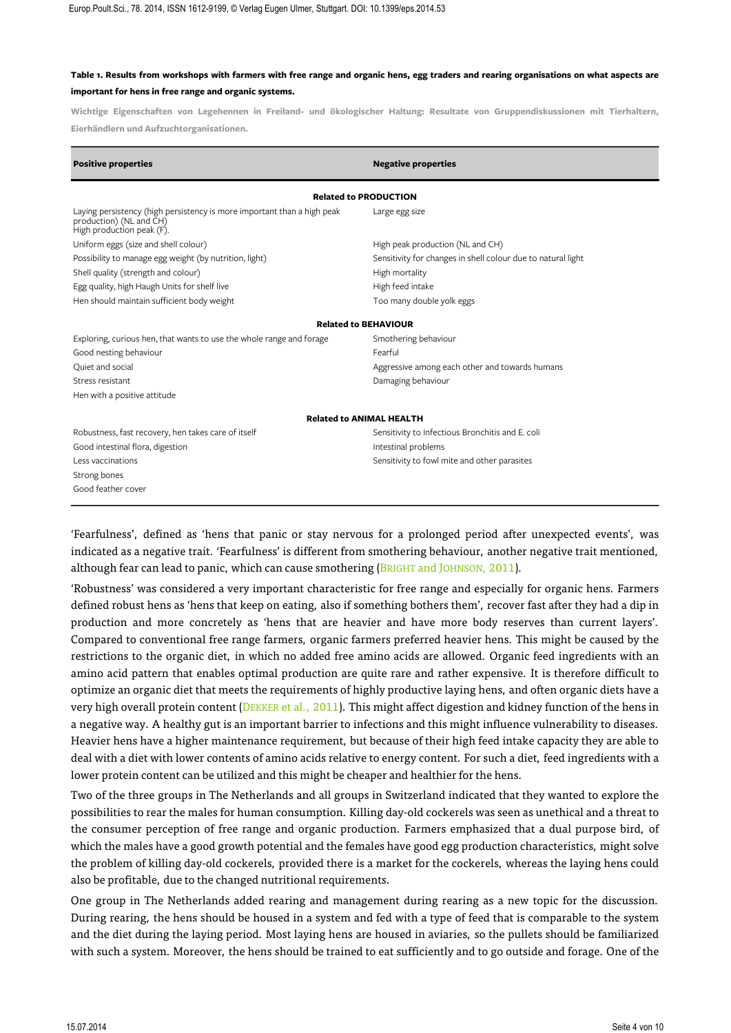**Table 1. Results from workshops with farmers with free range and organic hens, egg traders and rearing organisations on what aspects are important for hens in free range and organic systems.**

Wichtige Eigenschaften von Legehennen in Freiland- und ökologischer Haltung: Resultate von Gruppendiskussionen mit Tierhaltern, Eierhändlern und Aufzuchtorganisationen.

| Positive properties | Negative properties |
|---|---|
| **Related to PRODUCTION** | |
| Laying persistency (high persistency is more important than a high peak production) (NL and CH) High production peak (F). | Large egg size |
| Uniform eggs (size and shell colour) | High peak production (NL and CH) |
| Possibility to manage egg weight (by nutrition, light) | Sensitivity for changes in shell colour due to natural light |
| Shell quality (strength and colour) | High mortality |
| Egg quality, high Haugh Units for shelf live | High feed intake |
| Hen should maintain sufficient body weight | Too many double yolk eggs |
| **Related to BEHAVIOUR** | |
| Exploring, curious hen, that wants to use the whole range and forage | Smothering behaviour |
| Good nesting behaviour | Fearful |
| Quiet and social | Aggressive among each other and towards humans |
| Stress resistant | Damaging behaviour |
| Hen with a positive attitude | |
| **Related to ANIMAL HEALTH** | |
| Robustness, fast recovery, hen takes care of itself | Sensitivity to Infectious Bronchitis and E. coli |
| Good intestinal flora, digestion | Intestinal problems |
| Less vaccinations | Sensitivity to fowl mite and other parasites |
| Strong bones | |
| Good feather cover | |

'Fearfulness', defined as 'hens that panic or stay nervous for a prolonged period after unexpected events', was indicated as a negative trait. 'Fearfulness' is different from smothering behaviour, another negative trait mentioned, although fear can lead to panic, which can cause smothering (BRIGHT and JOHNSON, 2011).

'Robustness' was considered a very important characteristic for free range and especially for organic hens. Farmers defined robust hens as 'hens that keep on eating, also if something bothers them', recover fast after they had a dip in production and more concretely as 'hens that are heavier and have more body reserves than current layers'. Compared to conventional free range farmers, organic farmers preferred heavier hens. This might be caused by the restrictions to the organic diet, in which no added free amino acids are allowed. Organic feed ingredients with an amino acid pattern that enables optimal production are quite rare and rather expensive. It is therefore difficult to optimize an organic diet that meets the requirements of highly productive laying hens, and often organic diets have a very high overall protein content (DEKKER et al., 2011). This might affect digestion and kidney function of the hens in a negative way. A healthy gut is an important barrier to infections and this might influence vulnerability to diseases. Heavier hens have a higher maintenance requirement, but because of their high feed intake capacity they are able to deal with a diet with lower contents of amino acids relative to energy content. For such a diet, feed ingredients with a lower protein content can be utilized and this might be cheaper and healthier for the hens.

Two of the three groups in The Netherlands and all groups in Switzerland indicated that they wanted to explore the possibilities to rear the males for human consumption. Killing day-old cockerels was seen as unethical and a threat to the consumer perception of free range and organic production. Farmers emphasized that a dual purpose bird, of which the males have a good growth potential and the females have good egg production characteristics, might solve the problem of killing day-old cockerels, provided there is a market for the cockerels, whereas the laying hens could also be profitable, due to the changed nutritional requirements.

One group in The Netherlands added rearing and management during rearing as a new topic for the discussion. During rearing, the hens should be housed in a system and fed with a type of feed that is comparable to the system and the diet during the laying period. Most laying hens are housed in aviaries, so the pullets should be familiarized with such a system. Moreover, the hens should be trained to eat sufficiently and to go outside and forage. One of the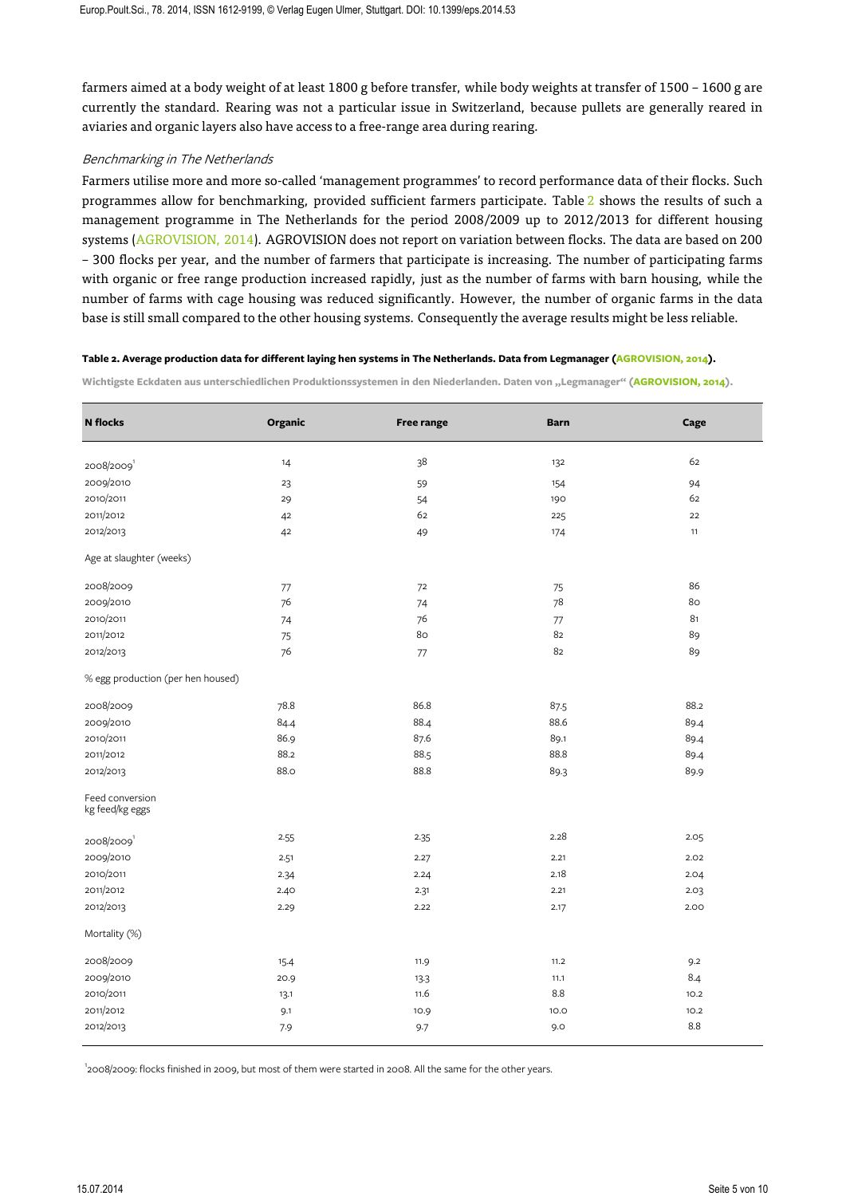farmers aimed at a body weight of at least 1800 g before transfer, while body weights at transfer of 1500 – 1600 g are currently the standard. Rearing was not a particular issue in Switzerland, because pullets are generally reared in aviaries and organic layers also have access to a free-range area during rearing.

*Benchmarking in The Netherlands*

Farmers utilise more and more so-called 'management programmes' to record performance data of their flocks. Such programmes allow for benchmarking, provided sufficient farmers participate. Table 2 shows the results of such a management programme in The Netherlands for the period 2008/2009 up to 2012/2013 for different housing systems (AGROVISION, 2014). AGROVISION does not report on variation between flocks. The data are based on 200 – 300 flocks per year, and the number of farmers that participate is increasing. The number of participating farms with organic or free range production increased rapidly, just as the number of farms with barn housing, while the number of farms with cage housing was reduced significantly. However, the number of organic farms in the data base is still small compared to the other housing systems. Consequently the average results might be less reliable.

**Table 2. Average production data for different laying hen systems in The Netherlands. Data from Legmanager (AGROVISION, 2014).**

**Wichtigste Eckdaten aus unterschiedlichen Produktionssystemen in den Niederlanden. Daten von „Legmanager" (AGROVISION, 2014).**

| N flocks | Organic | Free range | Barn | Cage |
|---|---|---|---|---|
| 2008/2009[1] | 14 | 38 | 132 | 62 |
| 2009/2010 | 23 | 59 | 154 | 94 |
| 2010/2011 | 29 | 54 | 190 | 62 |
| 2011/2012 | 42 | 62 | 225 | 22 |
| 2012/2013 | 42 | 49 | 174 | 11 |
| Age at slaughter (weeks) | | | | |
| 2008/2009 | 77 | 72 | 75 | 86 |
| 2009/2010 | 76 | 74 | 78 | 80 |
| 2010/2011 | 74 | 76 | 77 | 81 |
| 2011/2012 | 75 | 80 | 82 | 89 |
| 2012/2013 | 76 | 77 | 82 | 89 |
| % egg production (per hen housed) | | | | |
| 2008/2009 | 78.8 | 86.8 | 87.5 | 88.2 |
| 2009/2010 | 84.4 | 88.4 | 88.6 | 89.4 |
| 2010/2011 | 86.9 | 87.6 | 89.1 | 89.4 |
| 2011/2012 | 88.2 | 88.5 | 88.8 | 89.4 |
| 2012/2013 | 88.0 | 88.8 | 89.3 | 89.9 |
| Feed conversion kg feed/kg eggs | | | | |
| 2008/2009[1] | 2.55 | 2.35 | 2.28 | 2.05 |
| 2009/2010 | 2.51 | 2.27 | 2.21 | 2.02 |
| 2010/2011 | 2.34 | 2.24 | 2.18 | 2.04 |
| 2011/2012 | 2.40 | 2.31 | 2.21 | 2.03 |
| 2012/2013 | 2.29 | 2.22 | 2.17 | 2.00 |
| Mortality (%) | | | | |
| 2008/2009 | 15.4 | 11.9 | 11.2 | 9.2 |
| 2009/2010 | 20.9 | 13.3 | 11.1 | 8.4 |
| 2010/2011 | 13.1 | 11.6 | 8.8 | 10.2 |
| 2011/2012 | 9.1 | 10.9 | 10.0 | 10.2 |
| 2012/2013 | 7.9 | 9.7 | 9.0 | 8.8 |

[1]2008/2009: flocks finished in 2009, but most of them were started in 2008. All the same for the other years.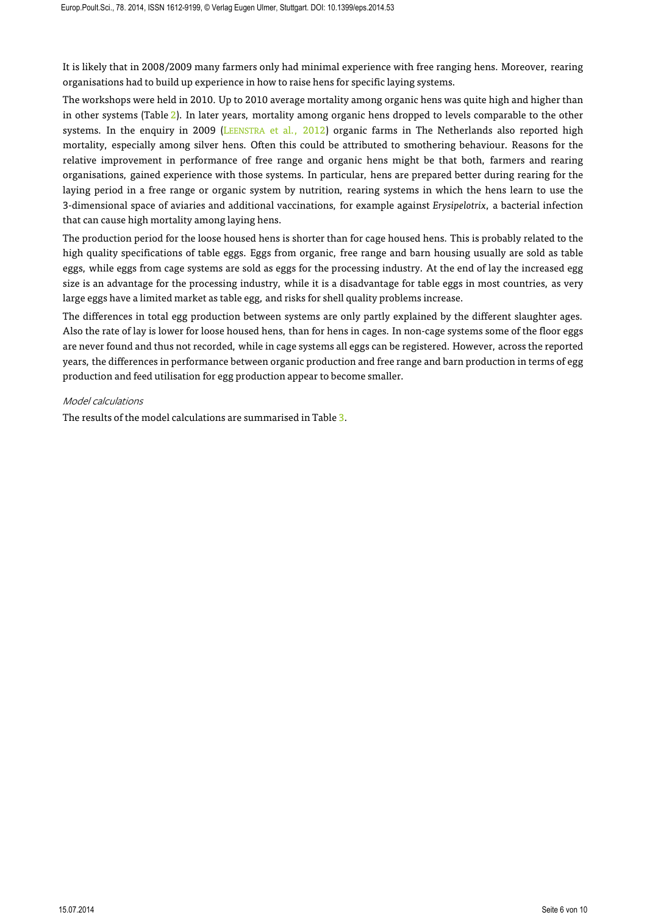It is likely that in 2008/2009 many farmers only had minimal experience with free ranging hens. Moreover, rearing organisations had to build up experience in how to raise hens for specific laying systems.

The workshops were held in 2010. Up to 2010 average mortality among organic hens was quite high and higher than in other systems (Table 2). In later years, mortality among organic hens dropped to levels comparable to the other systems. In the enquiry in 2009 (LEENSTRA et al., 2012) organic farms in The Netherlands also reported high mortality, especially among silver hens. Often this could be attributed to smothering behaviour. Reasons for the relative improvement in performance of free range and organic hens might be that both, farmers and rearing organisations, gained experience with those systems. In particular, hens are prepared better during rearing for the laying period in a free range or organic system by nutrition, rearing systems in which the hens learn to use the 3-dimensional space of aviaries and additional vaccinations, for example against *Erysipelotrix*, a bacterial infection that can cause high mortality among laying hens.

The production period for the loose housed hens is shorter than for cage housed hens. This is probably related to the high quality specifications of table eggs. Eggs from organic, free range and barn housing usually are sold as table eggs, while eggs from cage systems are sold as eggs for the processing industry. At the end of lay the increased egg size is an advantage for the processing industry, while it is a disadvantage for table eggs in most countries, as very large eggs have a limited market as table egg, and risks for shell quality problems increase.

The differences in total egg production between systems are only partly explained by the different slaughter ages. Also the rate of lay is lower for loose housed hens, than for hens in cages. In non-cage systems some of the floor eggs are never found and thus not recorded, while in cage systems all eggs can be registered. However, across the reported years, the differences in performance between organic production and free range and barn production in terms of egg production and feed utilisation for egg production appear to become smaller.

*Model calculations*

The results of the model calculations are summarised in Table 3.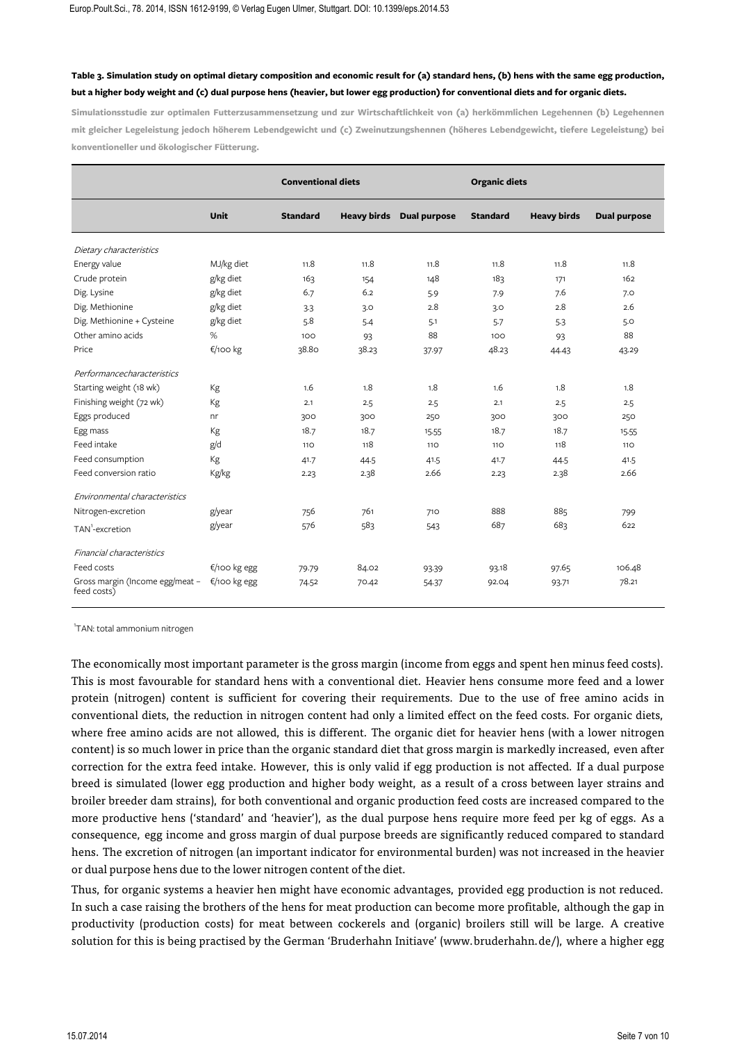**Table 3. Simulation study on optimal dietary composition and economic result for (a) standard hens, (b) hens with the same egg production, but a higher body weight and (c) dual purpose hens (heavier, but lower egg production) for conventional diets and for organic diets.**

Simulationsstudie zur optimalen Futterzusammensetzung und zur Wirtschaftlichkeit von (a) herkömmlichen Legehennen (b) Legehennen mit gleicher Legeleistung jedoch höherem Lebendgewicht und (c) Zweinutzungshennen (höheres Lebendgewicht, tiefere Legeleistung) bei konventioneller und ökologischer Fütterung.

| | | Conventional diets | | | Organic diets | | |
|---|---|---|---|---|---|---|---|
| | **Unit** | **Standard** | **Heavy birds** | **Dual purpose** | **Standard** | **Heavy birds** | **Dual purpose** |
| *Dietary characteristics* | | | | | | | |
| Energy value | MJ/kg diet | 11.8 | 11.8 | 11.8 | 11.8 | 11.8 | 11.8 |
| Crude protein | g/kg diet | 163 | 154 | 148 | 183 | 171 | 162 |
| Dig. Lysine | g/kg diet | 6.7 | 6.2 | 5.9 | 7.9 | 7.6 | 7.0 |
| Dig. Methionine | g/kg diet | 3.3 | 3.0 | 2.8 | 3.0 | 2.8 | 2.6 |
| Dig. Methionine + Cysteine | g/kg diet | 5.8 | 5.4 | 5.1 | 5.7 | 5.3 | 5.0 |
| Other amino acids | % | 100 | 93 | 88 | 100 | 93 | 88 |
| Price | €/100 kg | 38.80 | 38.23 | 37.97 | 48.23 | 44.43 | 43.29 |
| *Performancecharacteristics* | | | | | | | |
| Starting weight (18 wk) | Kg | 1.6 | 1.8 | 1.8 | 1.6 | 1.8 | 1.8 |
| Finishing weight (72 wk) | Kg | 2.1 | 2.5 | 2.5 | 2.1 | 2.5 | 2.5 |
| Eggs produced | nr | 300 | 300 | 250 | 300 | 300 | 250 |
| Egg mass | Kg | 18.7 | 18.7 | 15.55 | 18.7 | 18.7 | 15.55 |
| Feed intake | g/d | 110 | 118 | 110 | 110 | 118 | 110 |
| Feed consumption | Kg | 41.7 | 44.5 | 41.5 | 41.7 | 44.5 | 41.5 |
| Feed conversion ratio | Kg/kg | 2.23 | 2.38 | 2.66 | 2.23 | 2.38 | 2.66 |
| *Environmental characteristics* | | | | | | | |
| Nitrogen-excretion | g/year | 756 | 761 | 710 | 888 | 885 | 799 |
| TAN[1]-excretion | g/year | 576 | 583 | 543 | 687 | 683 | 622 |
| *Financial characteristics* | | | | | | | |
| Feed costs | €/100 kg egg | 79.79 | 84.02 | 93.39 | 93.18 | 97.65 | 106.48 |
| Gross margin (Income egg/meat – feed costs) | €/100 kg egg | 74.52 | 70.42 | 54.37 | 92.04 | 93.71 | 78.21 |

[1]TAN: total ammonium nitrogen

The economically most important parameter is the gross margin (income from eggs and spent hen minus feed costs). This is most favourable for standard hens with a conventional diet. Heavier hens consume more feed and a lower protein (nitrogen) content is sufficient for covering their requirements. Due to the use of free amino acids in conventional diets, the reduction in nitrogen content had only a limited effect on the feed costs. For organic diets, where free amino acids are not allowed, this is different. The organic diet for heavier hens (with a lower nitrogen content) is so much lower in price than the organic standard diet that gross margin is markedly increased, even after correction for the extra feed intake. However, this is only valid if egg production is not affected. If a dual purpose breed is simulated (lower egg production and higher body weight, as a result of a cross between layer strains and broiler breeder dam strains), for both conventional and organic production feed costs are increased compared to the more productive hens ('standard' and 'heavier'), as the dual purpose hens require more feed per kg of eggs. As a consequence, egg income and gross margin of dual purpose breeds are significantly reduced compared to standard hens. The excretion of nitrogen (an important indicator for environmental burden) was not increased in the heavier or dual purpose hens due to the lower nitrogen content of the diet.

Thus, for organic systems a heavier hen might have economic advantages, provided egg production is not reduced. In such a case raising the brothers of the hens for meat production can become more profitable, although the gap in productivity (production costs) for meat between cockerels and (organic) broilers still will be large. A creative solution for this is being practised by the German 'Bruderhahn Initiave' (www.bruderhahn.de/), where a higher egg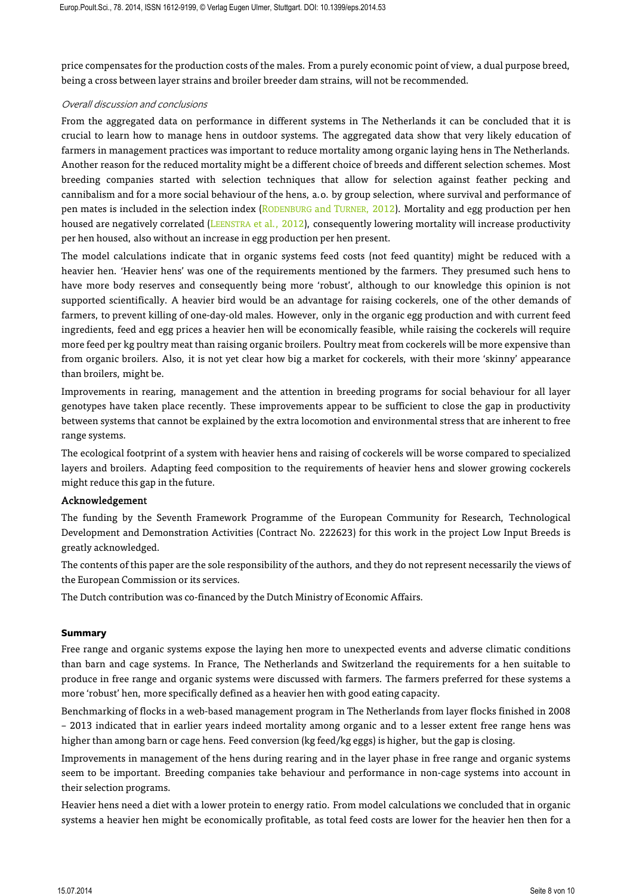price compensates for the production costs of the males. From a purely economic point of view, a dual purpose breed, being a cross between layer strains and broiler breeder dam strains, will not be recommended.

*Overall discussion and conclusions*

From the aggregated data on performance in different systems in The Netherlands it can be concluded that it is crucial to learn how to manage hens in outdoor systems. The aggregated data show that very likely education of farmers in management practices was important to reduce mortality among organic laying hens in The Netherlands. Another reason for the reduced mortality might be a different choice of breeds and different selection schemes. Most breeding companies started with selection techniques that allow for selection against feather pecking and cannibalism and for a more social behaviour of the hens, a.o. by group selection, where survival and performance of pen mates is included in the selection index (RODENBURG and TURNER, 2012). Mortality and egg production per hen housed are negatively correlated (LEENSTRA et al., 2012), consequently lowering mortality will increase productivity per hen housed, also without an increase in egg production per hen present.

The model calculations indicate that in organic systems feed costs (not feed quantity) might be reduced with a heavier hen. 'Heavier hens' was one of the requirements mentioned by the farmers. They presumed such hens to have more body reserves and consequently being more 'robust', although to our knowledge this opinion is not supported scientifically. A heavier bird would be an advantage for raising cockerels, one of the other demands of farmers, to prevent killing of one-day-old males. However, only in the organic egg production and with current feed ingredients, feed and egg prices a heavier hen will be economically feasible, while raising the cockerels will require more feed per kg poultry meat than raising organic broilers. Poultry meat from cockerels will be more expensive than from organic broilers. Also, it is not yet clear how big a market for cockerels, with their more 'skinny' appearance than broilers, might be.

Improvements in rearing, management and the attention in breeding programs for social behaviour for all layer genotypes have taken place recently. These improvements appear to be sufficient to close the gap in productivity between systems that cannot be explained by the extra locomotion and environmental stress that are inherent to free range systems.

The ecological footprint of a system with heavier hens and raising of cockerels will be worse compared to specialized layers and broilers. Adapting feed composition to the requirements of heavier hens and slower growing cockerels might reduce this gap in the future.

## Acknowledgement

The funding by the Seventh Framework Programme of the European Community for Research, Technological Development and Demonstration Activities (Contract No. 222623) for this work in the project Low Input Breeds is greatly acknowledged.

The contents of this paper are the sole responsibility of the authors, and they do not represent necessarily the views of the European Commission or its services.

The Dutch contribution was co-financed by the Dutch Ministry of Economic Affairs.

## Summary

Free range and organic systems expose the laying hen more to unexpected events and adverse climatic conditions than barn and cage systems. In France, The Netherlands and Switzerland the requirements for a hen suitable to produce in free range and organic systems were discussed with farmers. The farmers preferred for these systems a more 'robust' hen, more specifically defined as a heavier hen with good eating capacity.

Benchmarking of flocks in a web-based management program in The Netherlands from layer flocks finished in 2008 – 2013 indicated that in earlier years indeed mortality among organic and to a lesser extent free range hens was higher than among barn or cage hens. Feed conversion (kg feed/kg eggs) is higher, but the gap is closing.

Improvements in management of the hens during rearing and in the layer phase in free range and organic systems seem to be important. Breeding companies take behaviour and performance in non-cage systems into account in their selection programs.

Heavier hens need a diet with a lower protein to energy ratio. From model calculations we concluded that in organic systems a heavier hen might be economically profitable, as total feed costs are lower for the heavier hen then for a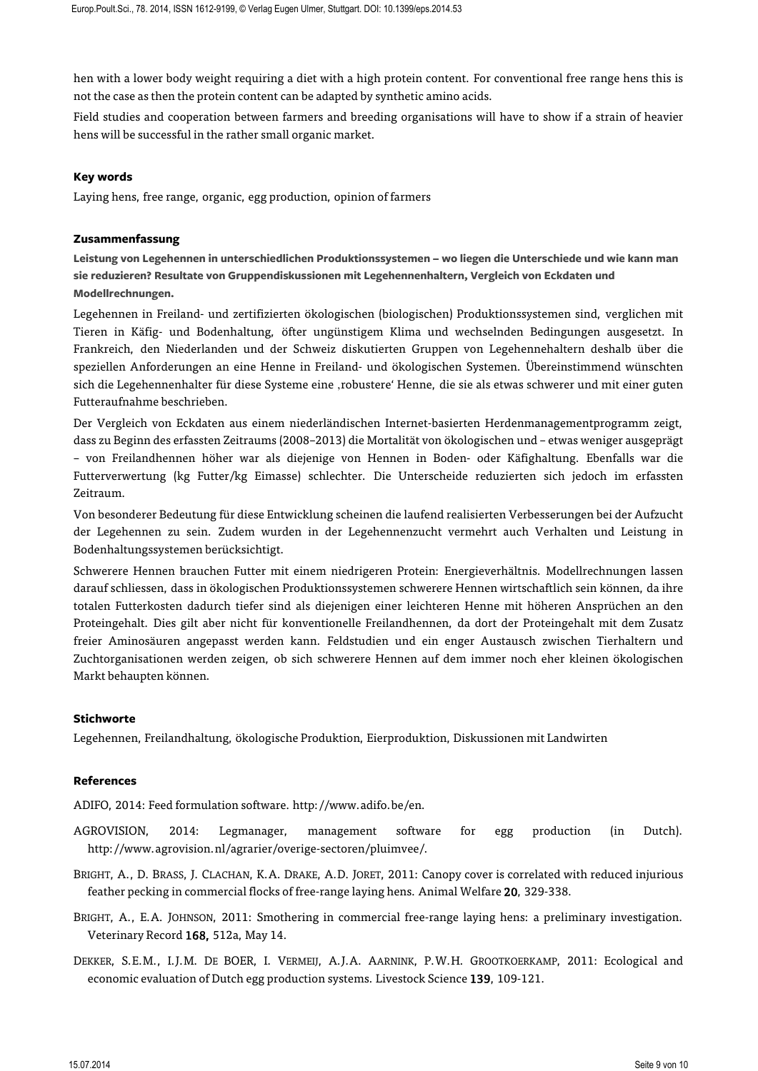hen with a lower body weight requiring a diet with a high protein content. For conventional free range hens this is not the case as then the protein content can be adapted by synthetic amino acids.

Field studies and cooperation between farmers and breeding organisations will have to show if a strain of heavier hens will be successful in the rather small organic market.

### Key words

Laying hens, free range, organic, egg production, opinion of farmers

### Zusammenfassung

**Leistung von Legehennen in unterschiedlichen Produktionssystemen – wo liegen die Unterschiede und wie kann man sie reduzieren? Resultate von Gruppendiskussionen mit Legehennenhaltern, Vergleich von Eckdaten und Modellrechnungen.**

Legehennen in Freiland- und zertifizierten ökologischen (biologischen) Produktionssystemen sind, verglichen mit Tieren in Käfig- und Bodenhaltung, öfter ungünstigem Klima und wechselnden Bedingungen ausgesetzt. In Frankreich, den Niederlanden und der Schweiz diskutierten Gruppen von Legehennehaltern deshalb über die speziellen Anforderungen an eine Henne in Freiland- und ökologischen Systemen. Übereinstimmend wünschten sich die Legehennenhalter für diese Systeme eine ‚robustere' Henne, die sie als etwas schwerer und mit einer guten Futteraufnahme beschrieben.

Der Vergleich von Eckdaten aus einem niederländischen Internet-basierten Herdenmanagementprogramm zeigt, dass zu Beginn des erfassten Zeitraums (2008–2013) die Mortalität von ökologischen und – etwas weniger ausgeprägt – von Freilandhennen höher war als diejenige von Hennen in Boden- oder Käfighaltung. Ebenfalls war die Futterverwertung (kg Futter/kg Eimasse) schlechter. Die Unterscheide reduzierten sich jedoch im erfassten Zeitraum.

Von besonderer Bedeutung für diese Entwicklung scheinen die laufend realisierten Verbesserungen bei der Aufzucht der Legehennen zu sein. Zudem wurden in der Legehennenzucht vermehrt auch Verhalten und Leistung in Bodenhaltungssystemen berücksichtigt.

Schwerere Hennen brauchen Futter mit einem niedrigeren Protein: Energieverhältnis. Modellrechnungen lassen darauf schliessen, dass in ökologischen Produktionssystemen schwerere Hennen wirtschaftlich sein können, da ihre totalen Futterkosten dadurch tiefer sind als diejenigen einer leichteren Henne mit höheren Ansprüchen an den Proteingehalt. Dies gilt aber nicht für konventionelle Freilandhennen, da dort der Proteingehalt mit dem Zusatz freier Aminosäuren angepasst werden kann. Feldstudien und ein enger Austausch zwischen Tierhaltern und Zuchtorganisationen werden zeigen, ob sich schwerere Hennen auf dem immer noch eher kleinen ökologischen Markt behaupten können.

### Stichworte

Legehennen, Freilandhaltung, ökologische Produktion, Eierproduktion, Diskussionen mit Landwirten

### References

ADIFO, 2014: Feed formulation software. http://www.adifo.be/en.

AGROVISION, 2014: Legmanager, management software for egg production (in Dutch). http://www.agrovision.nl/agrarier/overige-sectoren/pluimvee/.

BRIGHT, A., D. BRASS, J. CLACHAN, K.A. DRAKE, A.D. JORET, 2011: Canopy cover is correlated with reduced injurious feather pecking in commercial flocks of free-range laying hens. Animal Welfare **20**, 329-338.

BRIGHT, A., E.A. JOHNSON, 2011: Smothering in commercial free-range laying hens: a preliminary investigation. Veterinary Record **168**, 512a, May 14.

DEKKER, S.E.M., I.J.M. DE BOER, I. VERMEIJ, A.J.A. AARNINK, P.W.H. GROOTKOERKAMP, 2011: Ecological and economic evaluation of Dutch egg production systems. Livestock Science **139**, 109-121.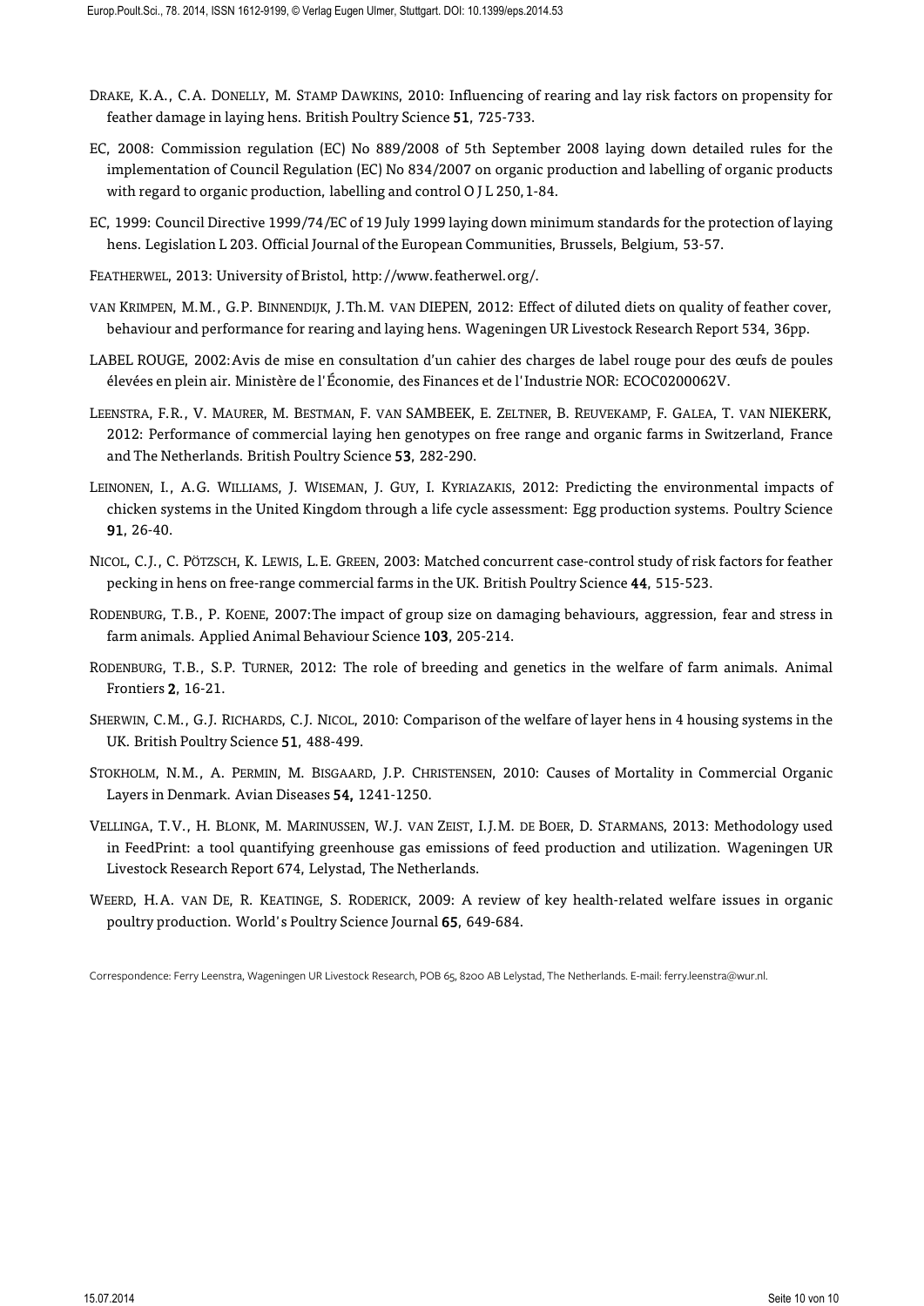DRAKE, K.A., C.A. DONELLY, M. STAMP DAWKINS, 2010: Influencing of rearing and lay risk factors on propensity for feather damage in laying hens. British Poultry Science **51**, 725-733.

EC, 2008: Commission regulation (EC) No 889/2008 of 5th September 2008 laying down detailed rules for the implementation of Council Regulation (EC) No 834/2007 on organic production and labelling of organic products with regard to organic production, labelling and control O J L 250, 1-84.

EC, 1999: Council Directive 1999/74/EC of 19 July 1999 laying down minimum standards for the protection of laying hens. Legislation L 203. Official Journal of the European Communities, Brussels, Belgium, 53-57.

FEATHERWEL, 2013: University of Bristol, http://www.featherwel.org/.

VAN KRIMPEN, M.M., G.P. BINNENDIJK, J.Th.M. VAN DIEPEN, 2012: Effect of diluted diets on quality of feather cover, behaviour and performance for rearing and laying hens. Wageningen UR Livestock Research Report 534, 36pp.

LABEL ROUGE, 2002: Avis de mise en consultation d'un cahier des charges de label rouge pour des œufs de poules élevées en plein air. Ministère de l'Économie, des Finances et de l'Industrie NOR: ECOC0200062V.

LEENSTRA, F.R., V. MAURER, M. BESTMAN, F. VAN SAMBEEK, E. ZELTNER, B. REUVEKAMP, F. GALEA, T. VAN NIEKERK, 2012: Performance of commercial laying hen genotypes on free range and organic farms in Switzerland, France and The Netherlands. British Poultry Science **53**, 282-290.

LEINONEN, I., A.G. WILLIAMS, J. WISEMAN, J. GUY, I. KYRIAZAKIS, 2012: Predicting the environmental impacts of chicken systems in the United Kingdom through a life cycle assessment: Egg production systems. Poultry Science **91**, 26-40.

NICOL, C.J., C. PÖTZSCH, K. LEWIS, L.E. GREEN, 2003: Matched concurrent case-control study of risk factors for feather pecking in hens on free-range commercial farms in the UK. British Poultry Science **44**, 515-523.

RODENBURG, T.B., P. KOENE, 2007: The impact of group size on damaging behaviours, aggression, fear and stress in farm animals. Applied Animal Behaviour Science **103**, 205-214.

RODENBURG, T.B., S.P. TURNER, 2012: The role of breeding and genetics in the welfare of farm animals. Animal Frontiers **2**, 16-21.

SHERWIN, C.M., G.J. RICHARDS, C.J. NICOL, 2010: Comparison of the welfare of layer hens in 4 housing systems in the UK. British Poultry Science **51**, 488-499.

STOKHOLM, N.M., A. PERMIN, M. BISGAARD, J.P. CHRISTENSEN, 2010: Causes of Mortality in Commercial Organic Layers in Denmark. Avian Diseases **54,** 1241-1250.

VELLINGA, T.V., H. BLONK, M. MARINUSSEN, W.J. VAN ZEIST, I.J.M. DE BOER, D. STARMANS, 2013: Methodology used in FeedPrint: a tool quantifying greenhouse gas emissions of feed production and utilization. Wageningen UR Livestock Research Report 674, Lelystad, The Netherlands.

WEERD, H.A. VAN DE, R. KEATINGE, S. RODERICK, 2009: A review of key health-related welfare issues in organic poultry production. World's Poultry Science Journal **65**, 649-684.

Correspondence: Ferry Leenstra, Wageningen UR Livestock Research, POB 65, 8200 AB Lelystad, The Netherlands. E-mail: ferry.leenstra@wur.nl.